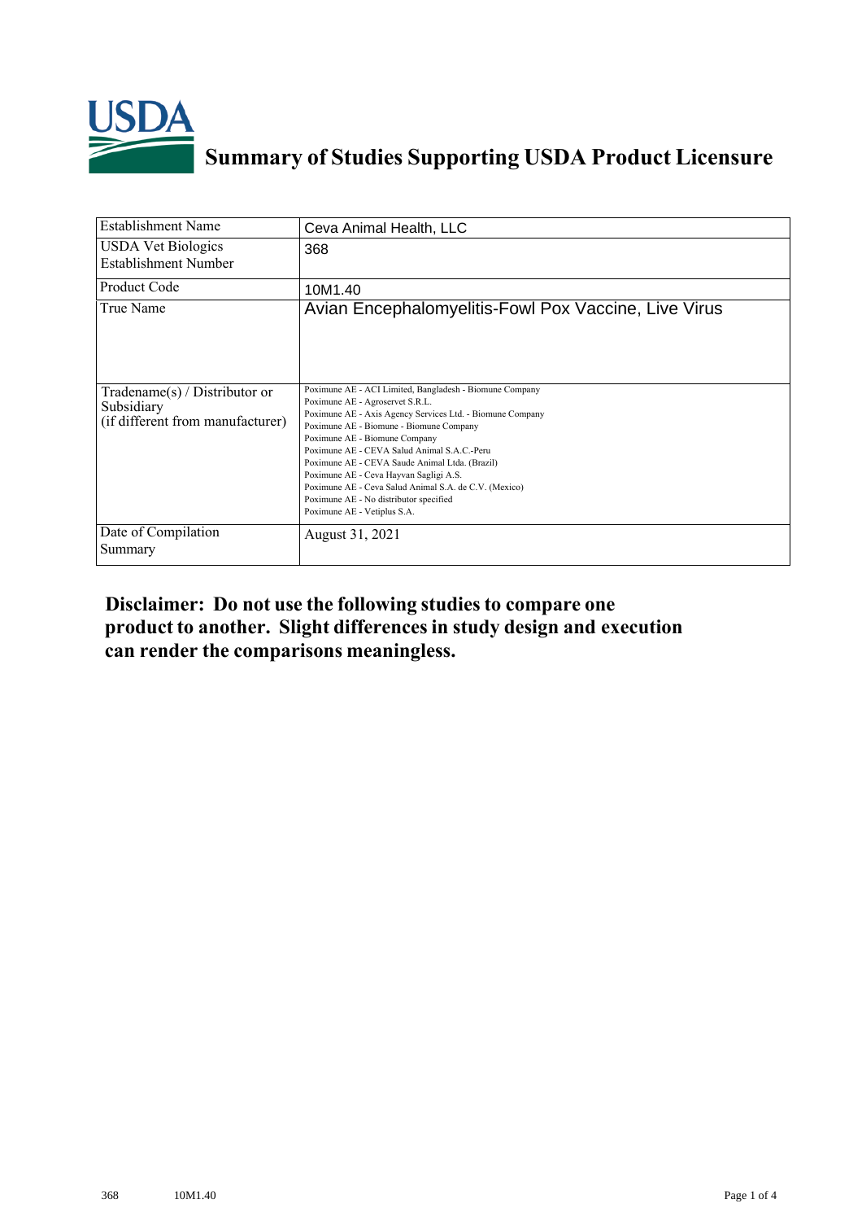# Summary of Studies Supporting USDA Product Licensure

| Establishment Name | Ceva Animal Health, LLC |
|---|---|
| USDA Vet Biologics Establishment Number | 368 |
| Product Code | 10M1.40 |
| True Name | Avian Encephalomyelitis-Fowl Pox Vaccine, Live Virus |
| Tradename(s) / Distributor or Subsidiary (if different from manufacturer) | Poximune AE - ACI Limited, Bangladesh - Biomune Company<br>Poximune AE - Agroservet S.R.L.<br>Poximune AE - Axis Agency Services Ltd. - Biomune Company<br>Poximune AE - Biomune - Biomune Company<br>Poximune AE - Biomune Company<br>Poximune AE - CEVA Salud Animal S.A.C.-Peru<br>Poximune AE - CEVA Saude Animal Ltda. (Brazil)<br>Poximune AE - Ceva Hayvan Sagligi A.S.<br>Poximune AE - Ceva Salud Animal S.A. de C.V. (Mexico)<br>Poximune AE - No distributor specified<br>Poximune AE - Vetiplus S.A. |
| Date of Compilation Summary | August 31, 2021 |

**Disclaimer: Do not use the following studies to compare one product to another. Slight differences in study design and execution can render the comparisons meaningless.**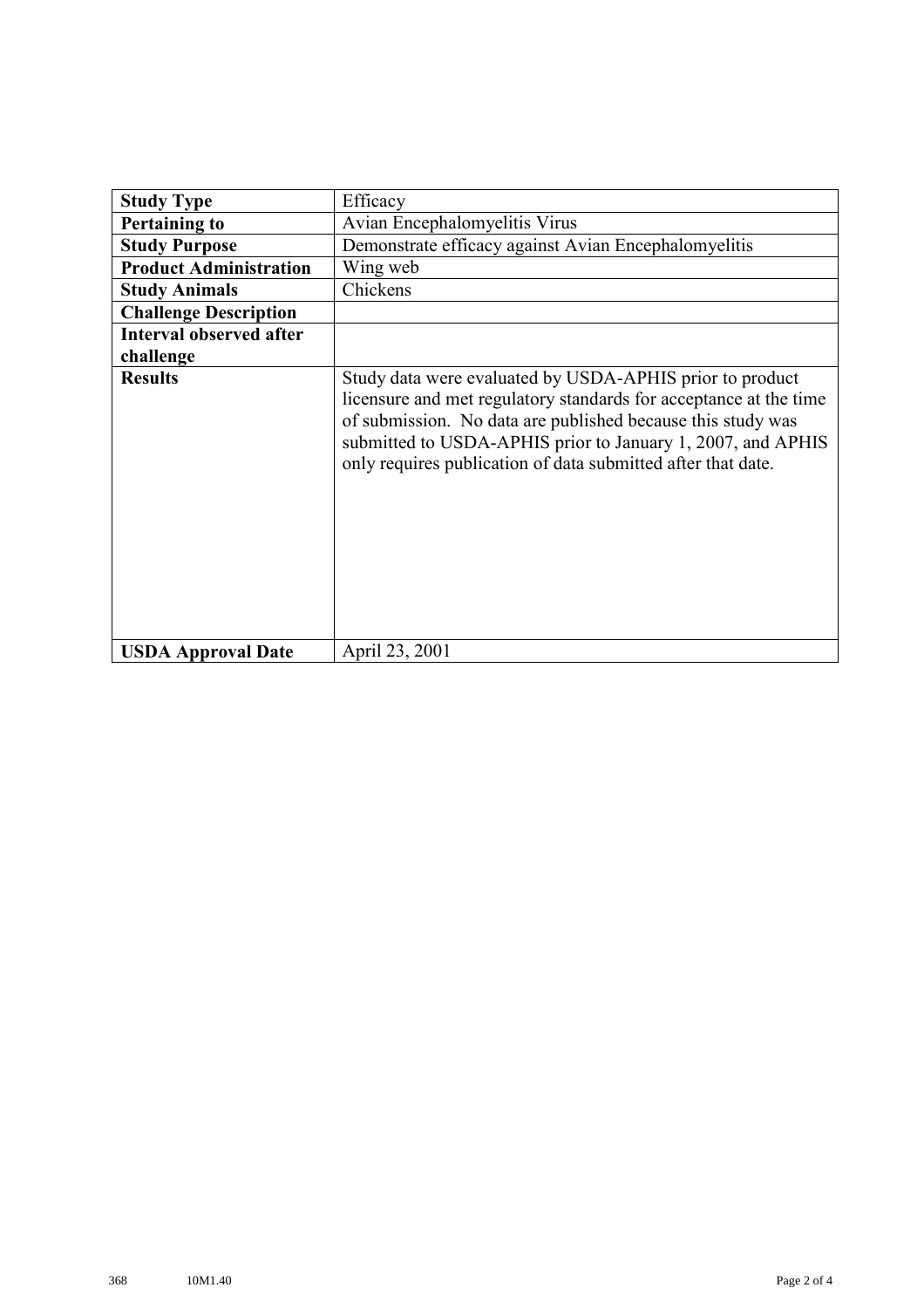| **Study Type** | Efficacy |
| --- | --- |
| **Pertaining to** | Avian Encephalomyelitis Virus |
| **Study Purpose** | Demonstrate efficacy against Avian Encephalomyelitis |
| **Product Administration** | Wing web |
| **Study Animals** | Chickens |
| **Challenge Description** | |
| **Interval observed after challenge** | |
| **Results** | Study data were evaluated by USDA-APHIS prior to product licensure and met regulatory standards for acceptance at the time of submission. No data are published because this study was submitted to USDA-APHIS prior to January 1, 2007, and APHIS only requires publication of data submitted after that date. |
| **USDA Approval Date** | April 23, 2001 |

368 10M1.40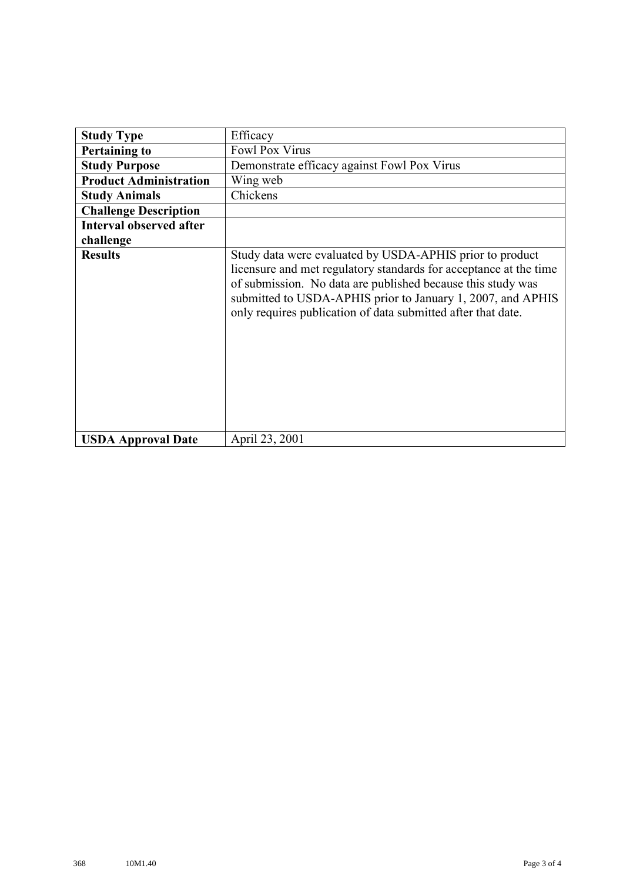| **Study Type** | Efficacy |
| --- | --- |
| **Pertaining to** | Fowl Pox Virus |
| **Study Purpose** | Demonstrate efficacy against Fowl Pox Virus |
| **Product Administration** | Wing web |
| **Study Animals** | Chickens |
| **Challenge Description** | |
| **Interval observed after challenge** | |
| **Results** | Study data were evaluated by USDA-APHIS prior to product licensure and met regulatory standards for acceptance at the time of submission. No data are published because this study was submitted to USDA-APHIS prior to January 1, 2007, and APHIS only requires publication of data submitted after that date. |
| **USDA Approval Date** | April 23, 2001 |

368 10M1.40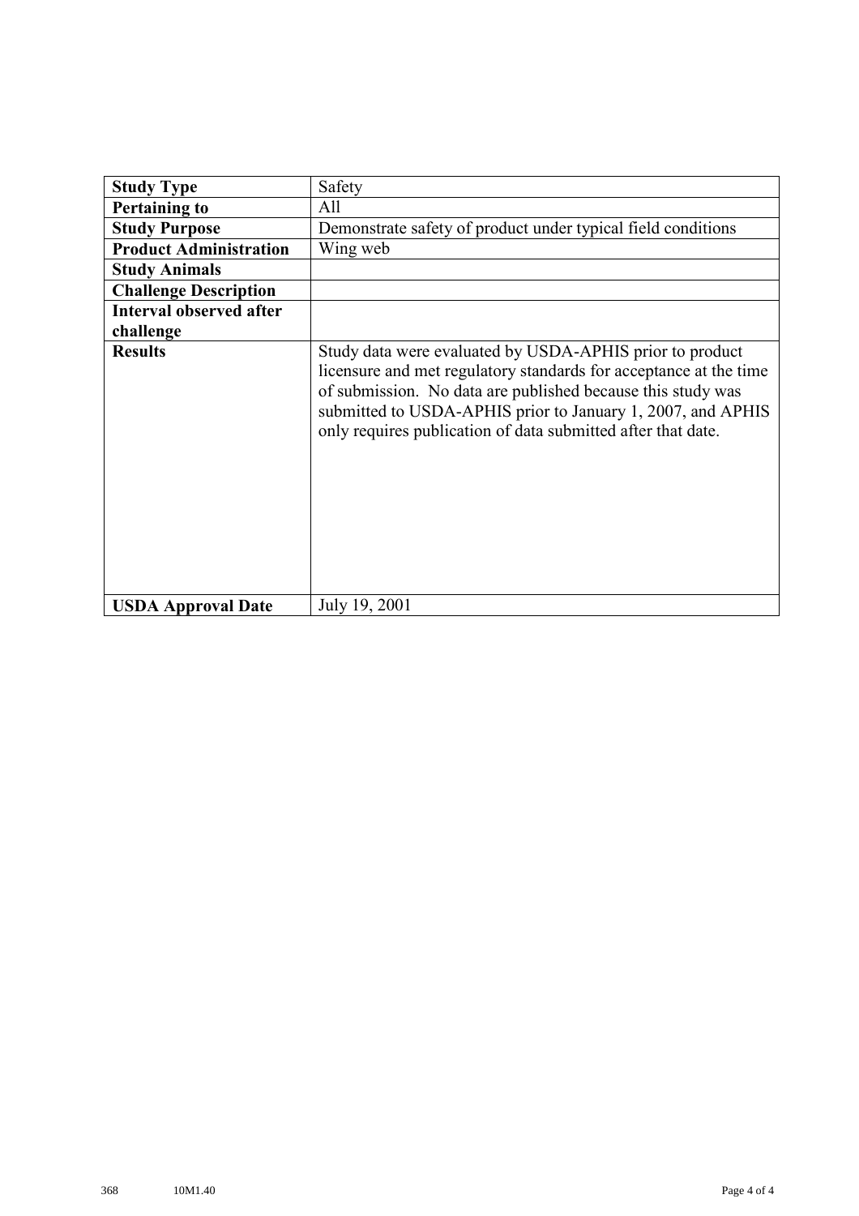| | |
|---|---|
| **Study Type** | Safety |
| **Pertaining to** | All |
| **Study Purpose** | Demonstrate safety of product under typical field conditions |
| **Product Administration** | Wing web |
| **Study Animals** | |
| **Challenge Description** | |
| **Interval observed after challenge** | |
| **Results** | Study data were evaluated by USDA-APHIS prior to product licensure and met regulatory standards for acceptance at the time of submission. No data are published because this study was submitted to USDA-APHIS prior to January 1, 2007, and APHIS only requires publication of data submitted after that date. |
| **USDA Approval Date** | July 19, 2001 |

368 10M1.40